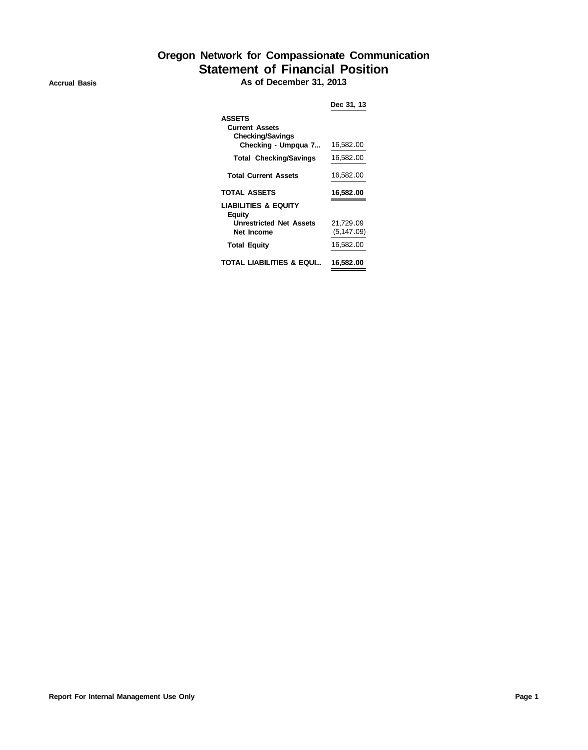# Oregon Network for Compassionate Communication

## Statement of Financial Position

**Accrual Basis**

**As of December 31, 2013**

| | Dec 31, 13 |
|---|---|
| **ASSETS** | |
| **Current Assets** | |
| **Checking/Savings** | |
| **Checking - Umpqua 7...** | 16,582.00 |
| **Total Checking/Savings** | 16,582.00 |
| **Total Current Assets** | 16,582.00 |
| **TOTAL ASSETS** | **16,582.00** |
| **LIABILITIES & EQUITY** | |
| **Equity** | |
| **Unrestricted Net Assets** | 21,729.09 |
| **Net Income** | (5,147.09) |
| **Total Equity** | 16,582.00 |
| **TOTAL LIABILITIES & EQUI...** | **16,582.00** |

**Report For Internal Management Use Only**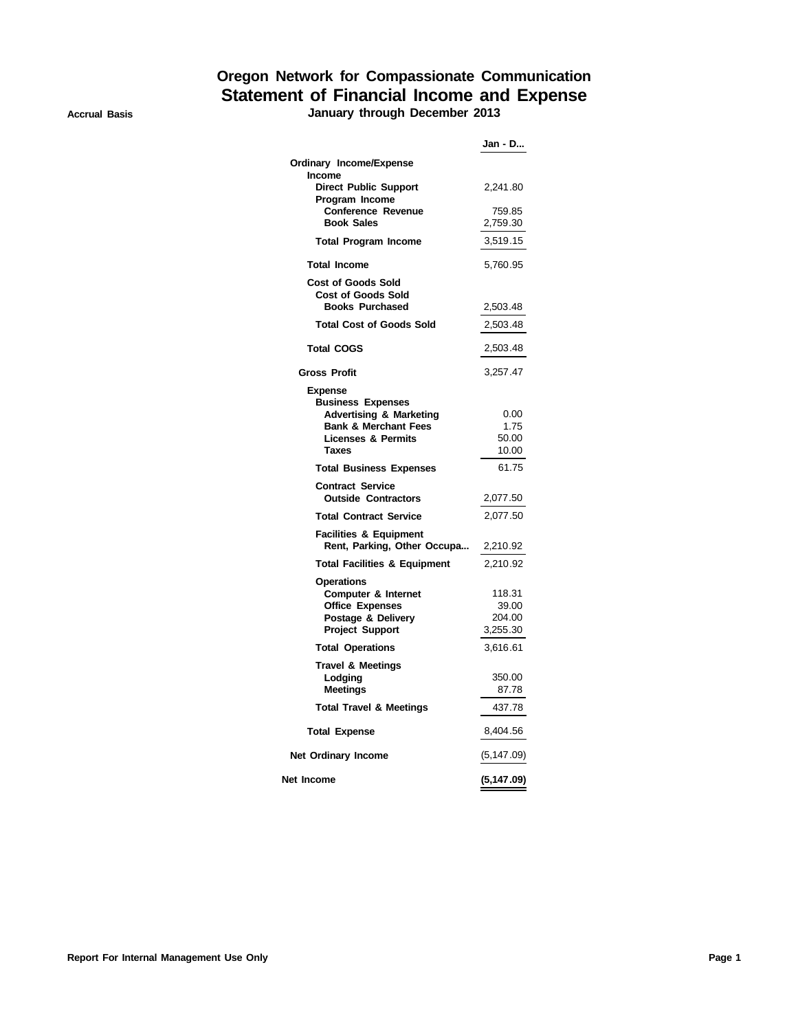# Oregon Network for Compassionate Communication

## Statement of Financial Income and Expense

**Accrual Basis** — **January through December 2013**

| | Jan - D... |
|---|---|
| **Ordinary Income/Expense** | |
| **Income** | |
| **Direct Public Support** | 2,241.80 |
| **Program Income** | |
| **Conference Revenue** | 759.85 |
| **Book Sales** | 2,759.30 |
| **Total Program Income** | 3,519.15 |
| **Total Income** | 5,760.95 |
| **Cost of Goods Sold** | |
| **Cost of Goods Sold** | |
| **Books Purchased** | 2,503.48 |
| **Total Cost of Goods Sold** | 2,503.48 |
| **Total COGS** | 2,503.48 |
| **Gross Profit** | 3,257.47 |
| **Expense** | |
| **Business Expenses** | |
| **Advertising & Marketing** | 0.00 |
| **Bank & Merchant Fees** | 1.75 |
| **Licenses & Permits** | 50.00 |
| **Taxes** | 10.00 |
| **Total Business Expenses** | 61.75 |
| **Contract Service** | |
| **Outside Contractors** | 2,077.50 |
| **Total Contract Service** | 2,077.50 |
| **Facilities & Equipment** | |
| **Rent, Parking, Other Occupa...** | 2,210.92 |
| **Total Facilities & Equipment** | 2,210.92 |
| **Operations** | |
| **Computer & Internet** | 118.31 |
| **Office Expenses** | 39.00 |
| **Postage & Delivery** | 204.00 |
| **Project Support** | 3,255.30 |
| **Total Operations** | 3,616.61 |
| **Travel & Meetings** | |
| **Lodging** | 350.00 |
| **Meetings** | 87.78 |
| **Total Travel & Meetings** | 437.78 |
| **Total Expense** | 8,404.56 |
| **Net Ordinary Income** | (5,147.09) |
| **Net Income** | **(5,147.09)** |

**Report For Internal Management Use Only**